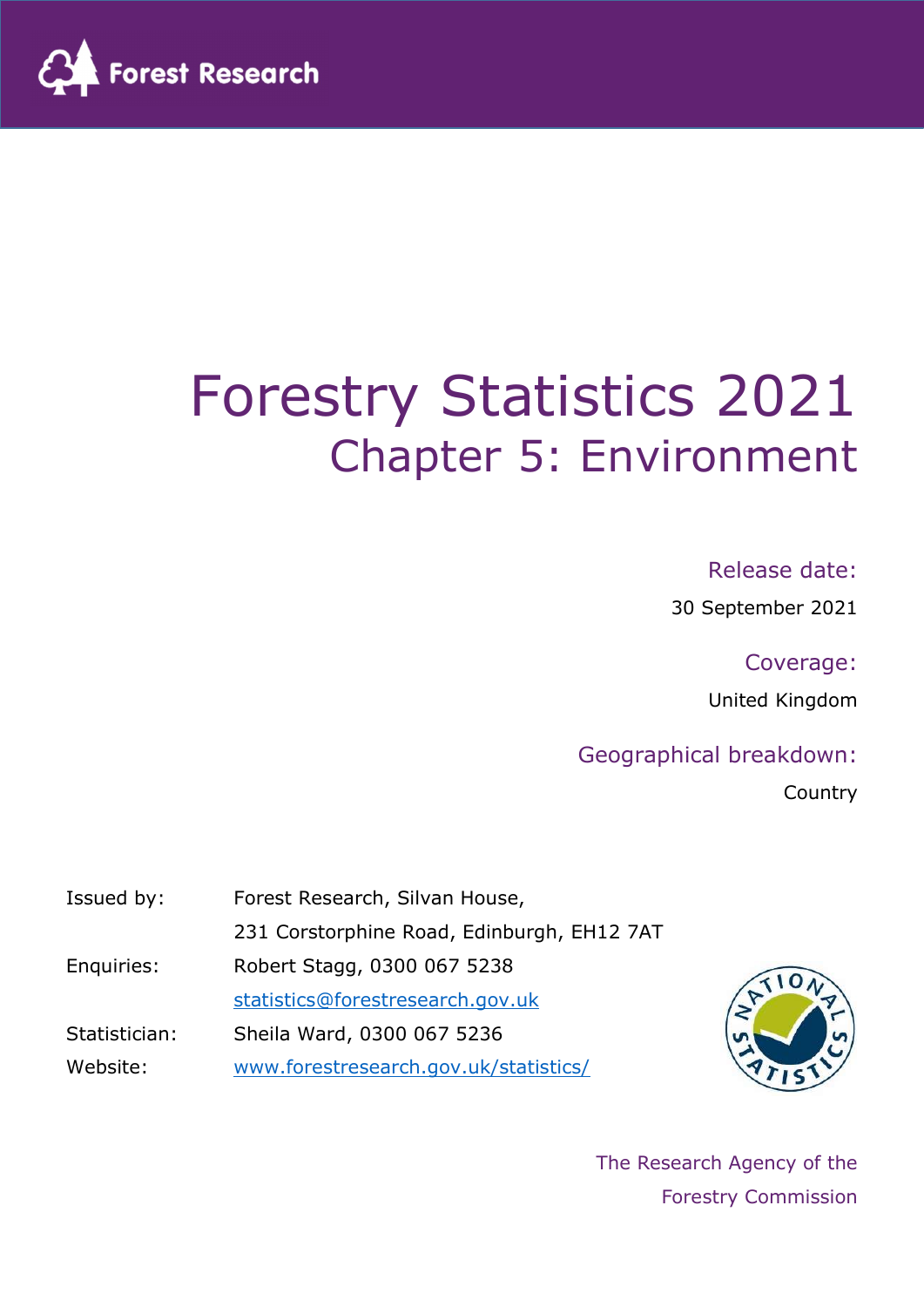Forest Research

# Forestry Statistics 2021

## Chapter 5: Environment

Release date:

30 September 2021

Coverage:

United Kingdom

Geographical breakdown:

Country

| | |
|---|---|
| Issued by: | Forest Research, Silvan House, |
| | 231 Corstorphine Road, Edinburgh, EH12 7AT |
| Enquiries: | Robert Stagg, 0300 067 5238 |
| | statistics@forestresearch.gov.uk |
| Statistician: | Sheila Ward, 0300 067 5236 |
| Website: | www.forestresearch.gov.uk/statistics/ |

The Research Agency of the Forestry Commission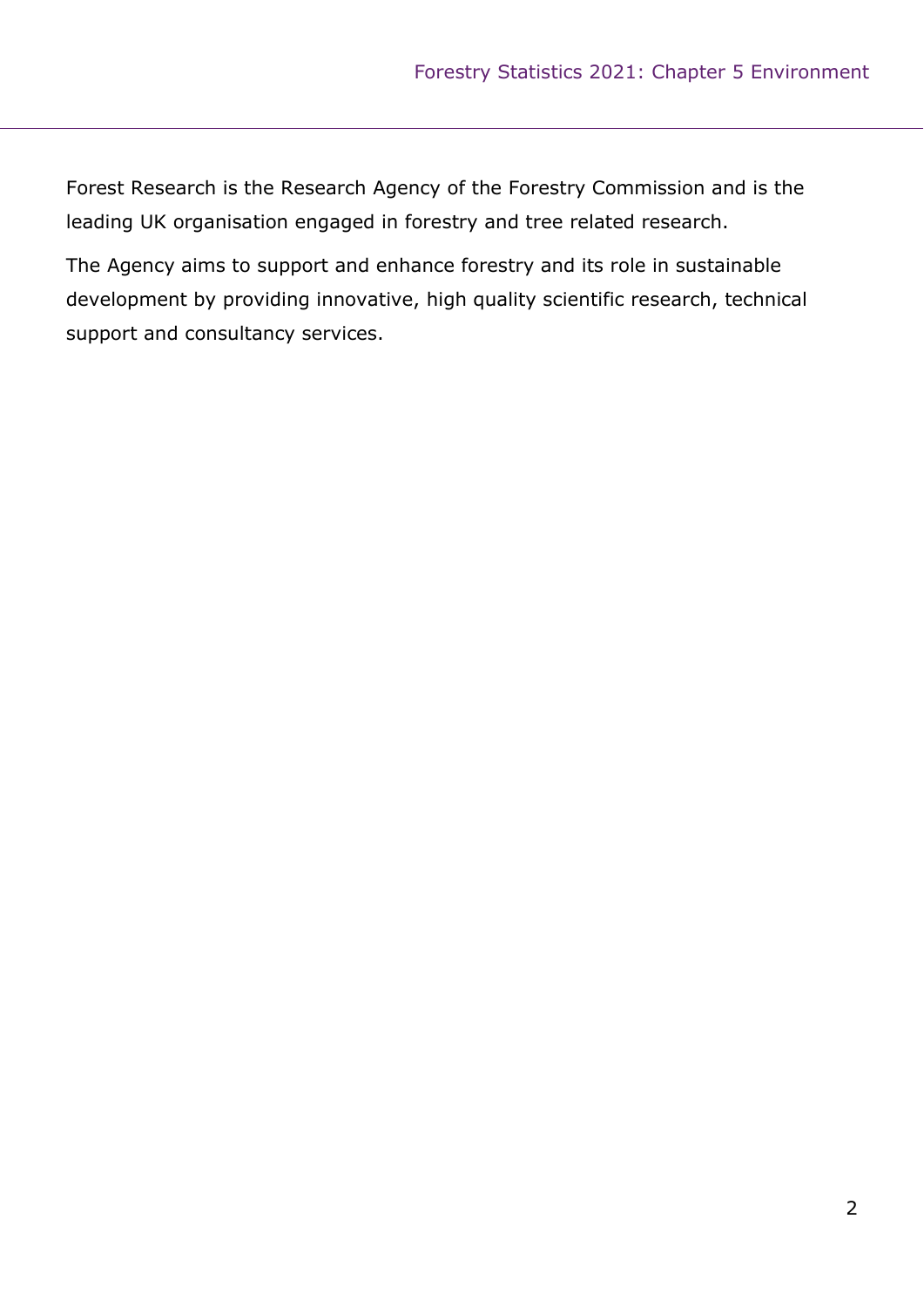Forest Research is the Research Agency of the Forestry Commission and is the leading UK organisation engaged in forestry and tree related research.

The Agency aims to support and enhance forestry and its role in sustainable development by providing innovative, high quality scientific research, technical support and consultancy services.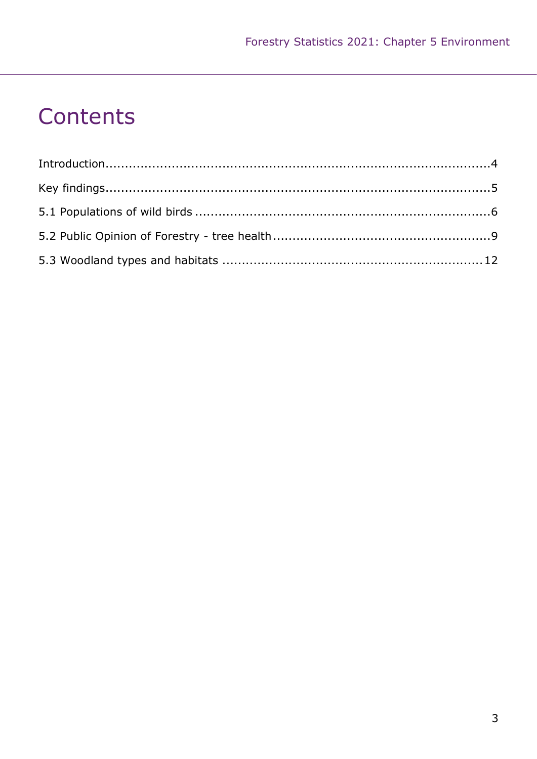# Contents

Introduction....................................................................................................4

Key findings....................................................................................................5

5.1 Populations of wild birds ..........................................................................6

5.2 Public Opinion of Forestry - tree health....................................................9

5.3 Woodland types and habitats .................................................................12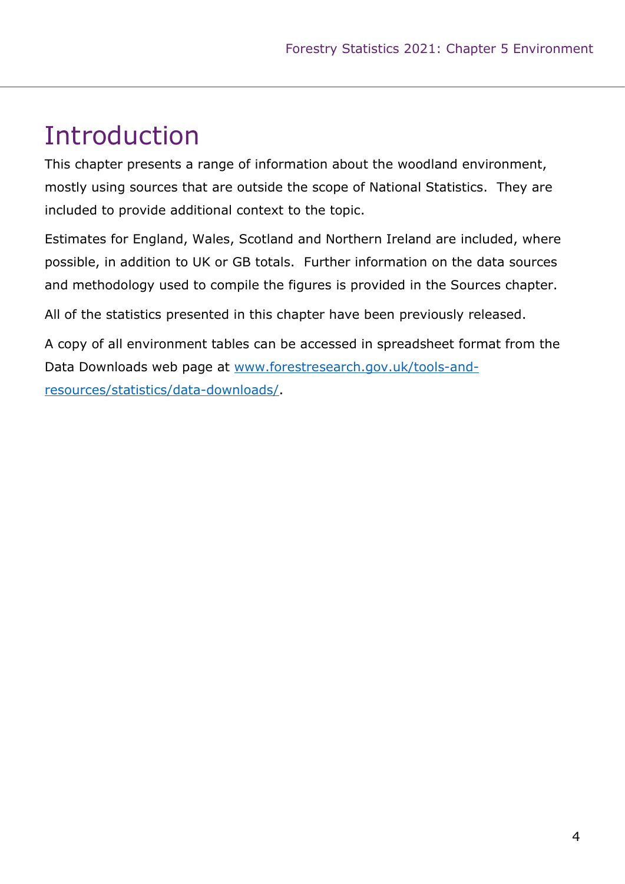# Introduction

This chapter presents a range of information about the woodland environment, mostly using sources that are outside the scope of National Statistics. They are included to provide additional context to the topic.

Estimates for England, Wales, Scotland and Northern Ireland are included, where possible, in addition to UK or GB totals. Further information on the data sources and methodology used to compile the figures is provided in the Sources chapter.

All of the statistics presented in this chapter have been previously released.

A copy of all environment tables can be accessed in spreadsheet format from the Data Downloads web page at [www.forestresearch.gov.uk/tools-and-resources/statistics/data-downloads/](http://www.forestresearch.gov.uk/tools-and-resources/statistics/data-downloads/).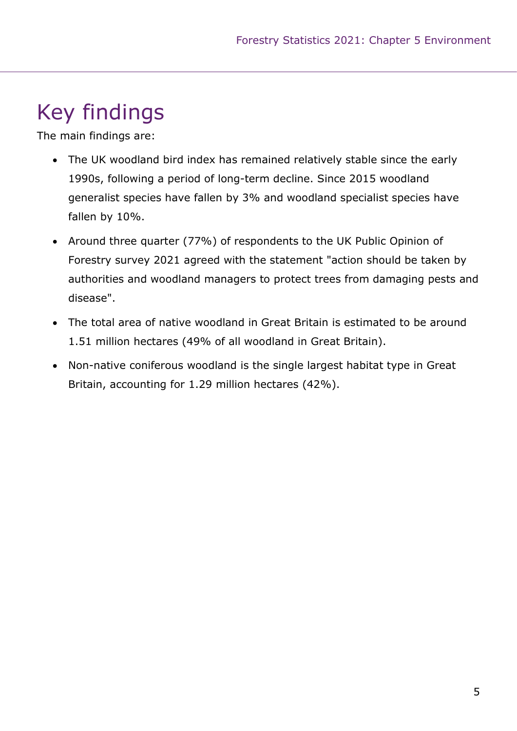# Key findings

The main findings are:

- The UK woodland bird index has remained relatively stable since the early 1990s, following a period of long-term decline. Since 2015 woodland generalist species have fallen by 3% and woodland specialist species have fallen by 10%.
- Around three quarter (77%) of respondents to the UK Public Opinion of Forestry survey 2021 agreed with the statement "action should be taken by authorities and woodland managers to protect trees from damaging pests and disease".
- The total area of native woodland in Great Britain is estimated to be around 1.51 million hectares (49% of all woodland in Great Britain).
- Non-native coniferous woodland is the single largest habitat type in Great Britain, accounting for 1.29 million hectares (42%).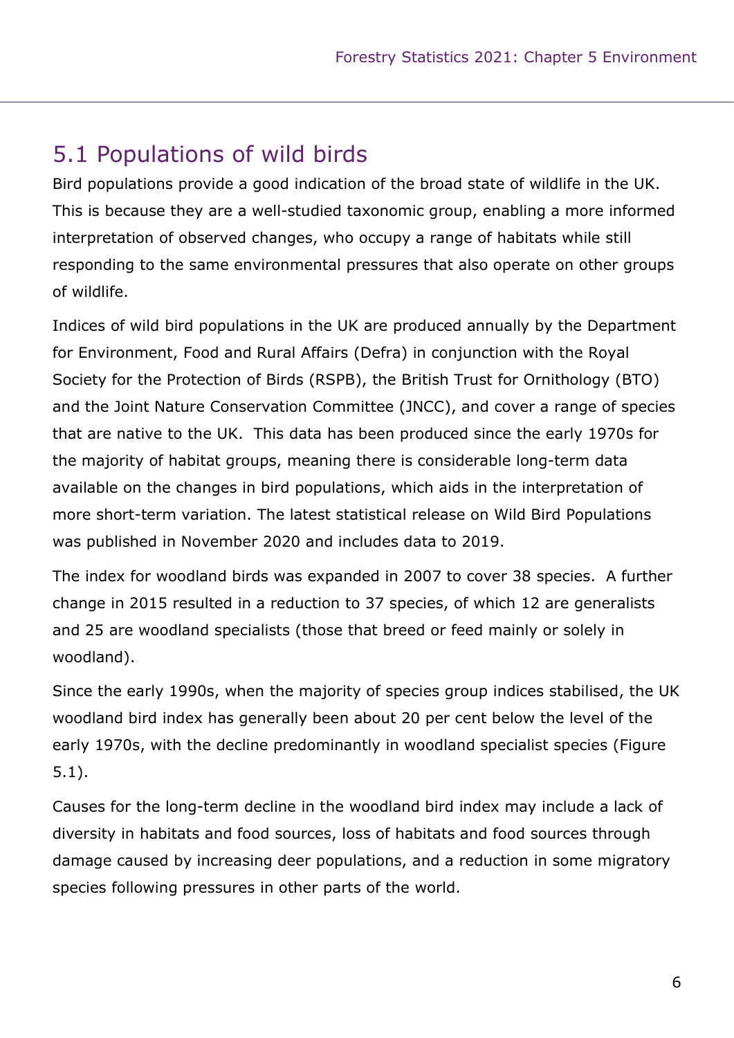## 5.1 Populations of wild birds

Bird populations provide a good indication of the broad state of wildlife in the UK. This is because they are a well-studied taxonomic group, enabling a more informed interpretation of observed changes, who occupy a range of habitats while still responding to the same environmental pressures that also operate on other groups of wildlife.

Indices of wild bird populations in the UK are produced annually by the Department for Environment, Food and Rural Affairs (Defra) in conjunction with the Royal Society for the Protection of Birds (RSPB), the British Trust for Ornithology (BTO) and the Joint Nature Conservation Committee (JNCC), and cover a range of species that are native to the UK. This data has been produced since the early 1970s for the majority of habitat groups, meaning there is considerable long-term data available on the changes in bird populations, which aids in the interpretation of more short-term variation. The latest statistical release on Wild Bird Populations was published in November 2020 and includes data to 2019.

The index for woodland birds was expanded in 2007 to cover 38 species. A further change in 2015 resulted in a reduction to 37 species, of which 12 are generalists and 25 are woodland specialists (those that breed or feed mainly or solely in woodland).

Since the early 1990s, when the majority of species group indices stabilised, the UK woodland bird index has generally been about 20 per cent below the level of the early 1970s, with the decline predominantly in woodland specialist species (Figure 5.1).

Causes for the long-term decline in the woodland bird index may include a lack of diversity in habitats and food sources, loss of habitats and food sources through damage caused by increasing deer populations, and a reduction in some migratory species following pressures in other parts of the world.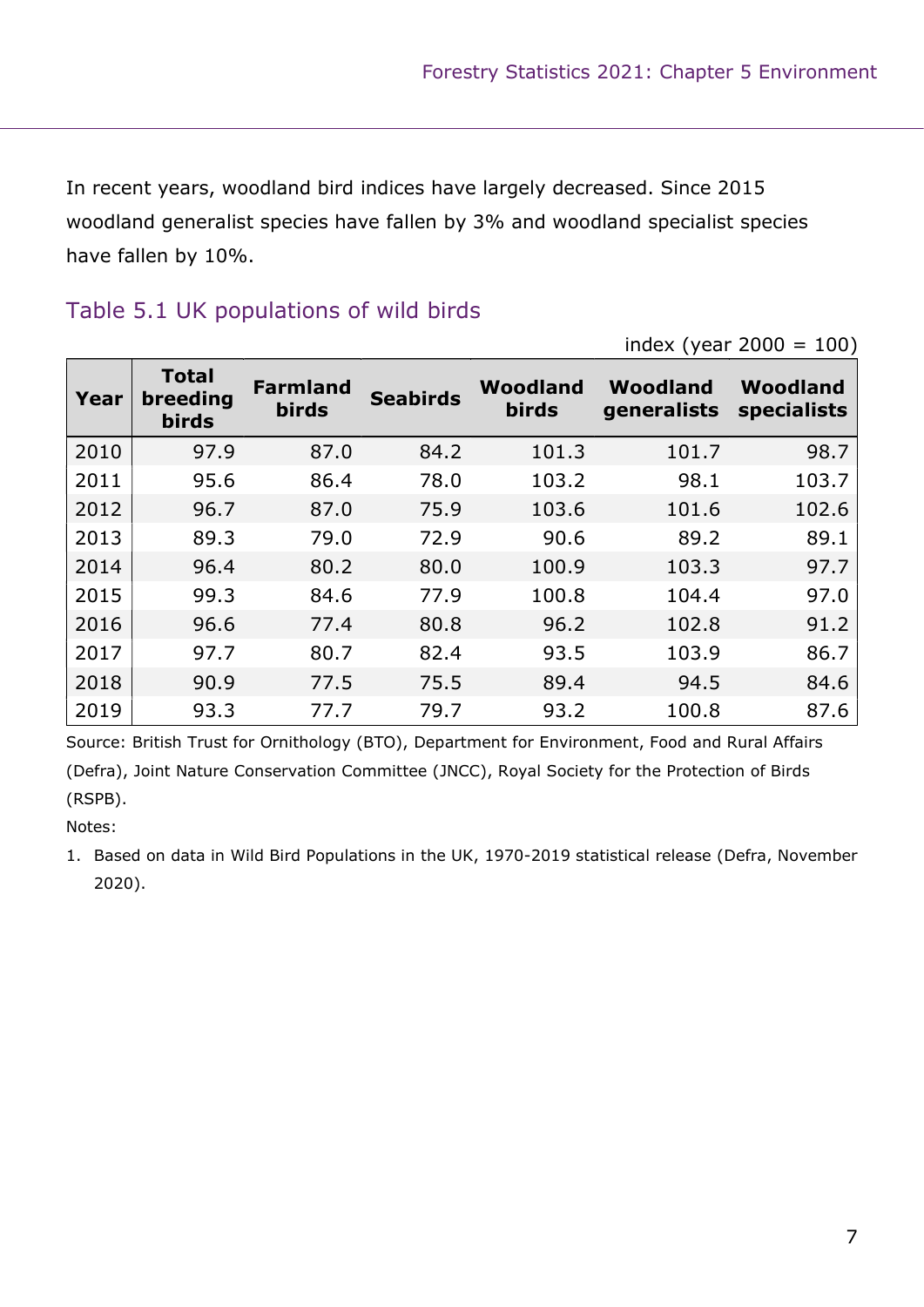In recent years, woodland bird indices have largely decreased. Since 2015 woodland generalist species have fallen by 3% and woodland specialist species have fallen by 10%.

## Table 5.1 UK populations of wild birds

index (year 2000 = 100)

| Year | Total breeding birds | Farmland birds | Seabirds | Woodland birds | Woodland generalists | Woodland specialists |
|---|---|---|---|---|---|---|
| 2010 | 97.9 | 87.0 | 84.2 | 101.3 | 101.7 | 98.7 |
| 2011 | 95.6 | 86.4 | 78.0 | 103.2 | 98.1 | 103.7 |
| 2012 | 96.7 | 87.0 | 75.9 | 103.6 | 101.6 | 102.6 |
| 2013 | 89.3 | 79.0 | 72.9 | 90.6 | 89.2 | 89.1 |
| 2014 | 96.4 | 80.2 | 80.0 | 100.9 | 103.3 | 97.7 |
| 2015 | 99.3 | 84.6 | 77.9 | 100.8 | 104.4 | 97.0 |
| 2016 | 96.6 | 77.4 | 80.8 | 96.2 | 102.8 | 91.2 |
| 2017 | 97.7 | 80.7 | 82.4 | 93.5 | 103.9 | 86.7 |
| 2018 | 90.9 | 77.5 | 75.5 | 89.4 | 94.5 | 84.6 |
| 2019 | 93.3 | 77.7 | 79.7 | 93.2 | 100.8 | 87.6 |

Source: British Trust for Ornithology (BTO), Department for Environment, Food and Rural Affairs (Defra), Joint Nature Conservation Committee (JNCC), Royal Society for the Protection of Birds (RSPB).

Notes:

1. Based on data in Wild Bird Populations in the UK, 1970-2019 statistical release (Defra, November 2020).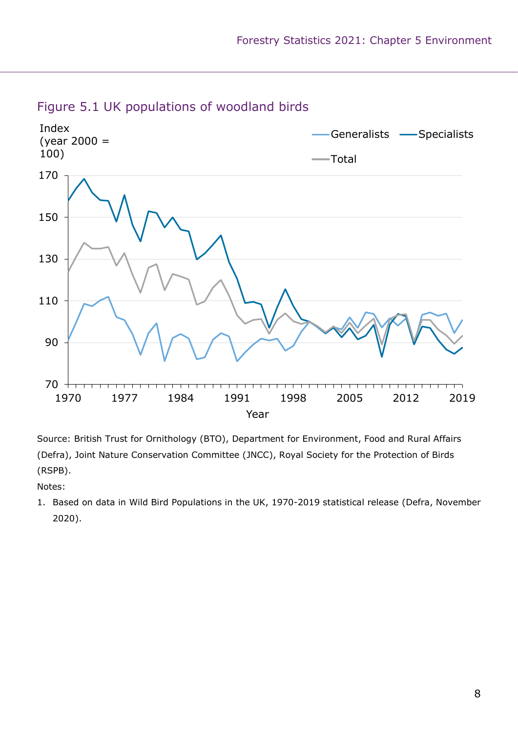## Figure 5.1 UK populations of woodland birds

Source: British Trust for Ornithology (BTO), Department for Environment, Food and Rural Affairs (Defra), Joint Nature Conservation Committee (JNCC), Royal Society for the Protection of Birds (RSPB).

Notes:

1. Based on data in Wild Bird Populations in the UK, 1970-2019 statistical release (Defra, November 2020).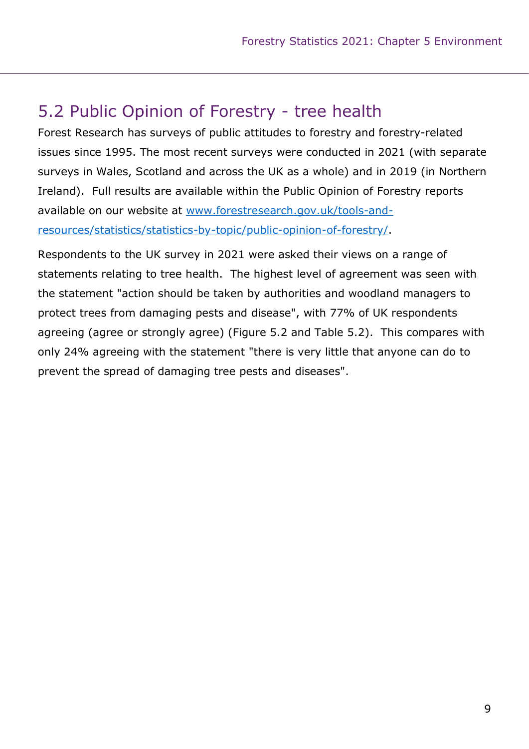## 5.2 Public Opinion of Forestry - tree health

Forest Research has surveys of public attitudes to forestry and forestry-related issues since 1995. The most recent surveys were conducted in 2021 (with separate surveys in Wales, Scotland and across the UK as a whole) and in 2019 (in Northern Ireland). Full results are available within the Public Opinion of Forestry reports available on our website at [www.forestresearch.gov.uk/tools-and-resources/statistics/statistics-by-topic/public-opinion-of-forestry/](www.forestresearch.gov.uk/tools-and-resources/statistics/statistics-by-topic/public-opinion-of-forestry/).

Respondents to the UK survey in 2021 were asked their views on a range of statements relating to tree health. The highest level of agreement was seen with the statement "action should be taken by authorities and woodland managers to protect trees from damaging pests and disease", with 77% of UK respondents agreeing (agree or strongly agree) (Figure 5.2 and Table 5.2). This compares with only 24% agreeing with the statement "there is very little that anyone can do to prevent the spread of damaging tree pests and diseases".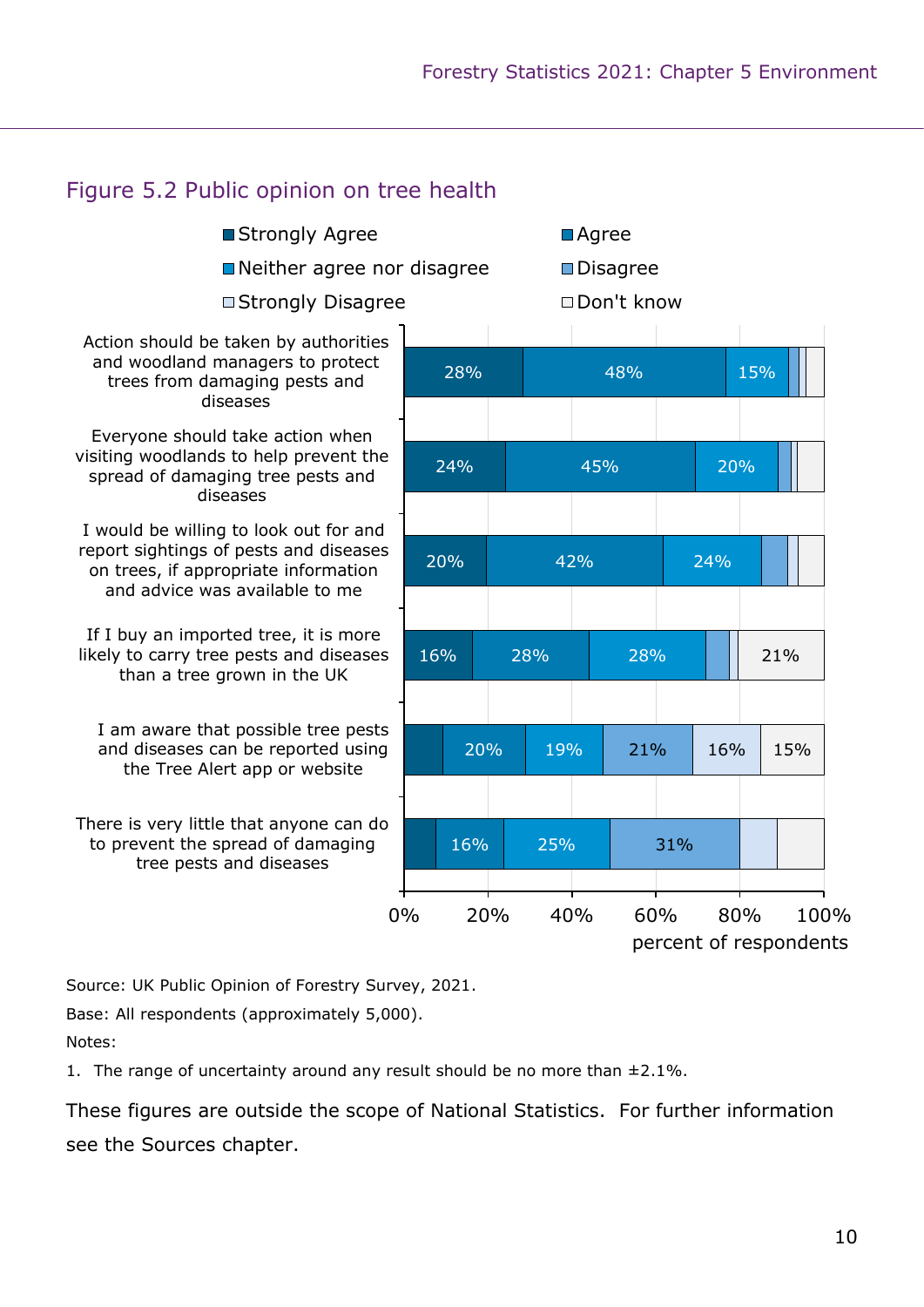## Figure 5.2 Public opinion on tree health

| Statement | Strongly Agree | Agree | Neither agree nor disagree | Disagree | Strongly Disagree | Don't know |
|---|---|---|---|---|---|---|
| Action should be taken by authorities and woodland managers to protect trees from damaging pests and diseases | 28% | 48% | 15% | | | |
| Everyone should take action when visiting woodlands to help prevent the spread of damaging tree pests and diseases | 24% | 45% | 20% | | | |
| I would be willing to look out for and report sightings of pests and diseases on trees, if appropriate information and advice was available to me | 20% | 42% | 24% | | | |
| If I buy an imported tree, it is more likely to carry tree pests and diseases than a tree grown in the UK | 16% | 28% | 28% | | | 21% |
| I am aware that possible tree pests and diseases can be reported using the Tree Alert app or website | | 20% | 19% | 21% | 16% | 15% |
| There is very little that anyone can do to prevent the spread of damaging tree pests and diseases | | 16% | 25% | 31% | | |

percent of respondents

Source: UK Public Opinion of Forestry Survey, 2021.

Base: All respondents (approximately 5,000).

Notes:

1. The range of uncertainty around any result should be no more than ±2.1%.

These figures are outside the scope of National Statistics. For further information see the Sources chapter.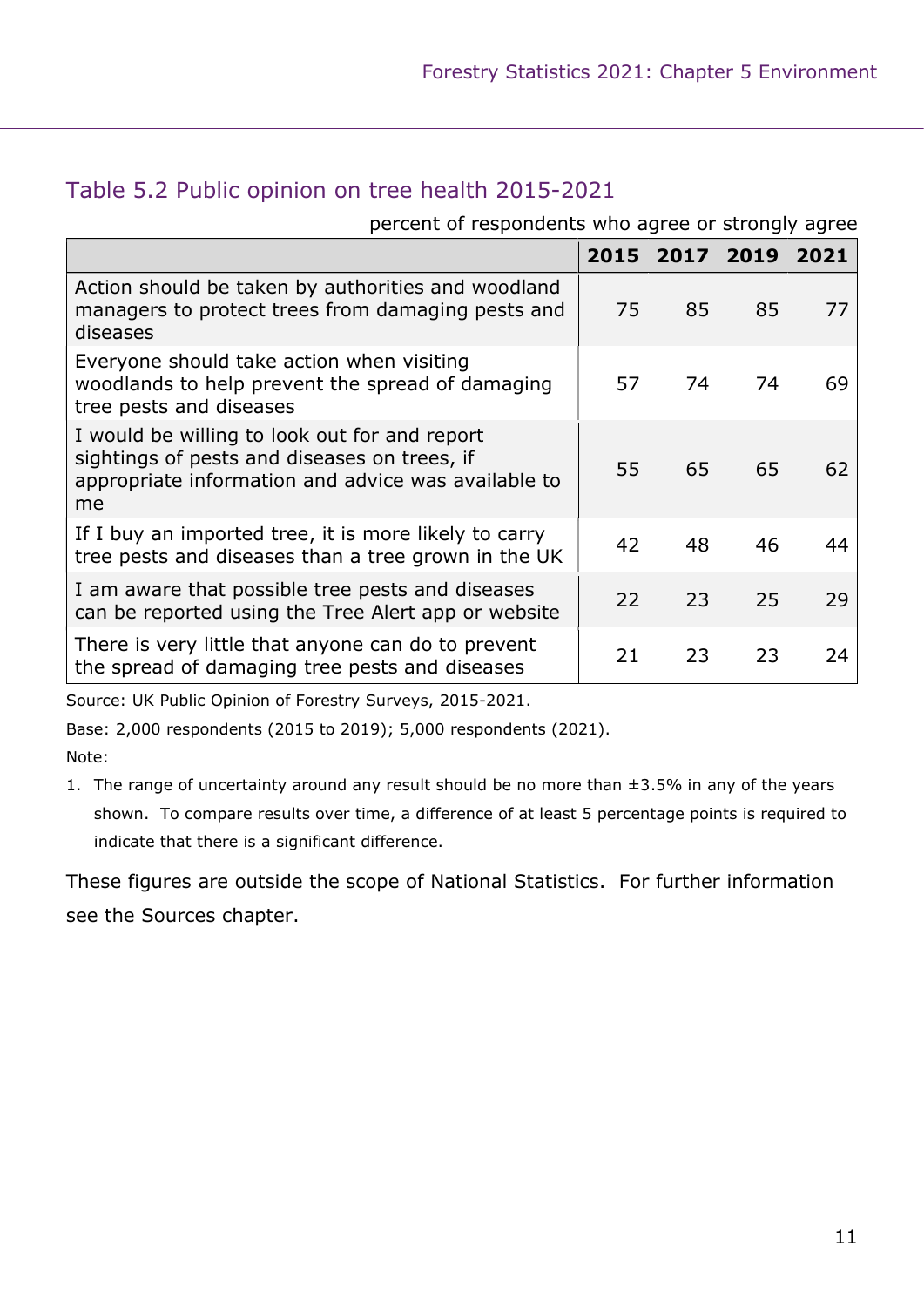## Table 5.2 Public opinion on tree health 2015-2021

percent of respondents who agree or strongly agree

| | 2015 | 2017 | 2019 | 2021 |
|---|---|---|---|---|
| Action should be taken by authorities and woodland managers to protect trees from damaging pests and diseases | 75 | 85 | 85 | 77 |
| Everyone should take action when visiting woodlands to help prevent the spread of damaging tree pests and diseases | 57 | 74 | 74 | 69 |
| I would be willing to look out for and report sightings of pests and diseases on trees, if appropriate information and advice was available to me | 55 | 65 | 65 | 62 |
| If I buy an imported tree, it is more likely to carry tree pests and diseases than a tree grown in the UK | 42 | 48 | 46 | 44 |
| I am aware that possible tree pests and diseases can be reported using the Tree Alert app or website | 22 | 23 | 25 | 29 |
| There is very little that anyone can do to prevent the spread of damaging tree pests and diseases | 21 | 23 | 23 | 24 |

Source: UK Public Opinion of Forestry Surveys, 2015-2021.

Base: 2,000 respondents (2015 to 2019); 5,000 respondents (2021).

Note:

1. The range of uncertainty around any result should be no more than ±3.5% in any of the years shown. To compare results over time, a difference of at least 5 percentage points is required to indicate that there is a significant difference.

These figures are outside the scope of National Statistics. For further information see the Sources chapter.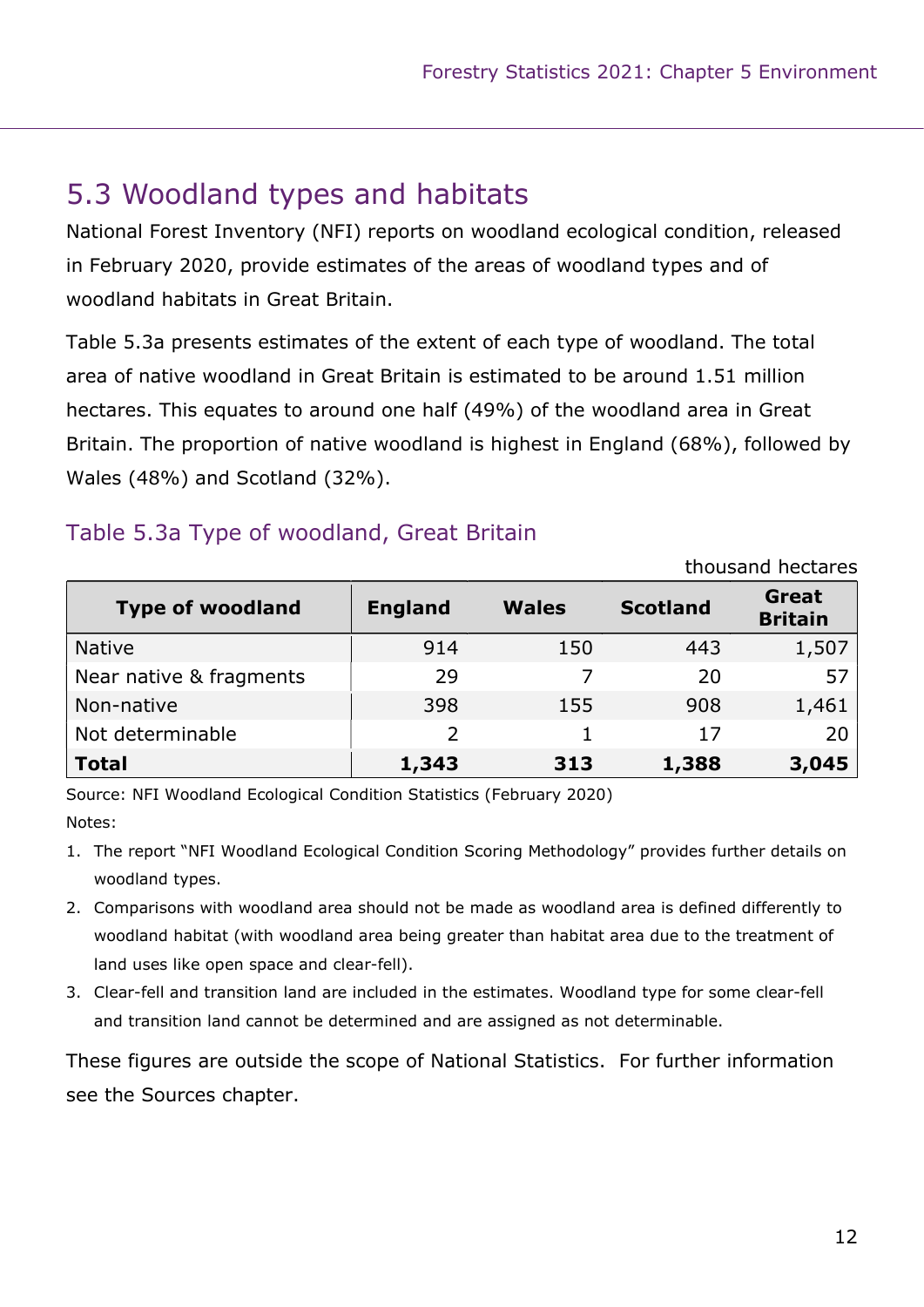## 5.3 Woodland types and habitats

National Forest Inventory (NFI) reports on woodland ecological condition, released in February 2020, provide estimates of the areas of woodland types and of woodland habitats in Great Britain.

Table 5.3a presents estimates of the extent of each type of woodland. The total area of native woodland in Great Britain is estimated to be around 1.51 million hectares. This equates to around one half (49%) of the woodland area in Great Britain. The proportion of native woodland is highest in England (68%), followed by Wales (48%) and Scotland (32%).

### Table 5.3a Type of woodland, Great Britain

thousand hectares

| Type of woodland | England | Wales | Scotland | Great Britain |
|---|---|---|---|---|
| Native | 914 | 150 | 443 | 1,507 |
| Near native & fragments | 29 | 7 | 20 | 57 |
| Non-native | 398 | 155 | 908 | 1,461 |
| Not determinable | 2 | 1 | 17 | 20 |
| **Total** | **1,343** | **313** | **1,388** | **3,045** |

Source: NFI Woodland Ecological Condition Statistics (February 2020)

Notes:

1. The report "NFI Woodland Ecological Condition Scoring Methodology" provides further details on woodland types.
2. Comparisons with woodland area should not be made as woodland area is defined differently to woodland habitat (with woodland area being greater than habitat area due to the treatment of land uses like open space and clear-fell).
3. Clear-fell and transition land are included in the estimates. Woodland type for some clear-fell and transition land cannot be determined and are assigned as not determinable.

These figures are outside the scope of National Statistics. For further information see the Sources chapter.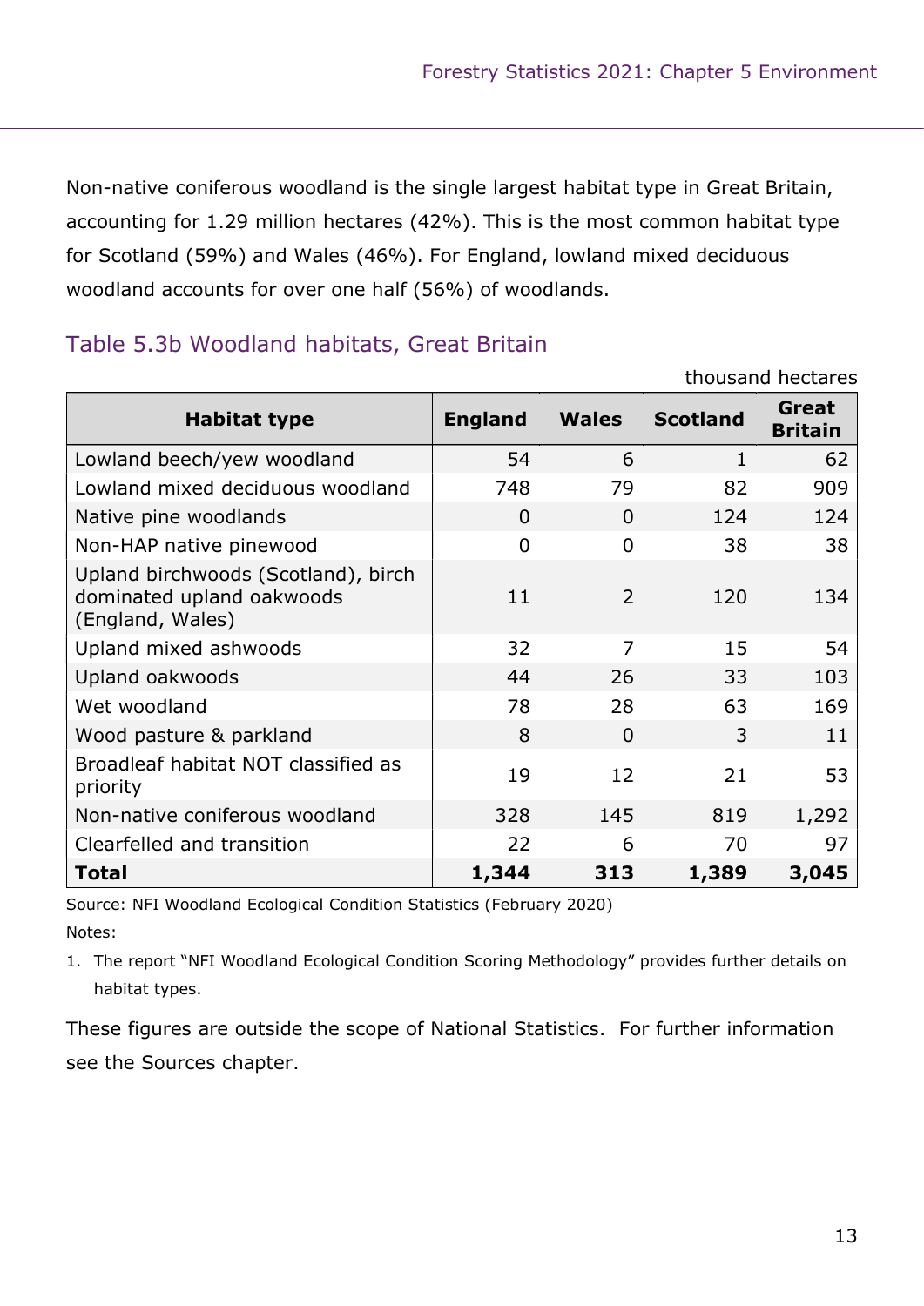Non-native coniferous woodland is the single largest habitat type in Great Britain, accounting for 1.29 million hectares (42%). This is the most common habitat type for Scotland (59%) and Wales (46%). For England, lowland mixed deciduous woodland accounts for over one half (56%) of woodlands.

## Table 5.3b Woodland habitats, Great Britain

thousand hectares

| Habitat type | England | Wales | Scotland | Great Britain |
|---|---|---|---|---|
| Lowland beech/yew woodland | 54 | 6 | 1 | 62 |
| Lowland mixed deciduous woodland | 748 | 79 | 82 | 909 |
| Native pine woodlands | 0 | 0 | 124 | 124 |
| Non-HAP native pinewood | 0 | 0 | 38 | 38 |
| Upland birchwoods (Scotland), birch dominated upland oakwoods (England, Wales) | 11 | 2 | 120 | 134 |
| Upland mixed ashwoods | 32 | 7 | 15 | 54 |
| Upland oakwoods | 44 | 26 | 33 | 103 |
| Wet woodland | 78 | 28 | 63 | 169 |
| Wood pasture & parkland | 8 | 0 | 3 | 11 |
| Broadleaf habitat NOT classified as priority | 19 | 12 | 21 | 53 |
| Non-native coniferous woodland | 328 | 145 | 819 | 1,292 |
| Clearfelled and transition | 22 | 6 | 70 | 97 |
| **Total** | **1,344** | **313** | **1,389** | **3,045** |

Source: NFI Woodland Ecological Condition Statistics (February 2020)

Notes:

1. The report "NFI Woodland Ecological Condition Scoring Methodology" provides further details on habitat types.

These figures are outside the scope of National Statistics. For further information see the Sources chapter.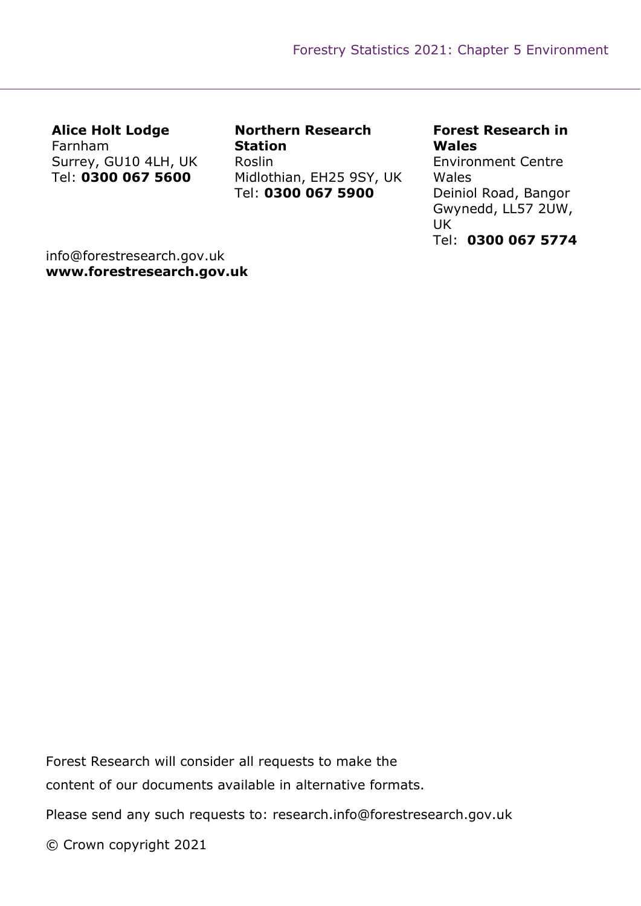**Alice Holt Lodge**
Farnham
Surrey, GU10 4LH, UK
Tel: **0300 067 5600**

**Northern Research Station**
Roslin
Midlothian, EH25 9SY, UK
Tel: **0300 067 5900**

**Forest Research in Wales**
Environment Centre Wales
Deiniol Road, Bangor
Gwynedd, LL57 2UW, UK
Tel: **0300 067 5774**

info@forestresearch.gov.uk
**www.forestresearch.gov.uk**

Forest Research will consider all requests to make the content of our documents available in alternative formats.

Please send any such requests to: research.info@forestresearch.gov.uk

© Crown copyright 2021